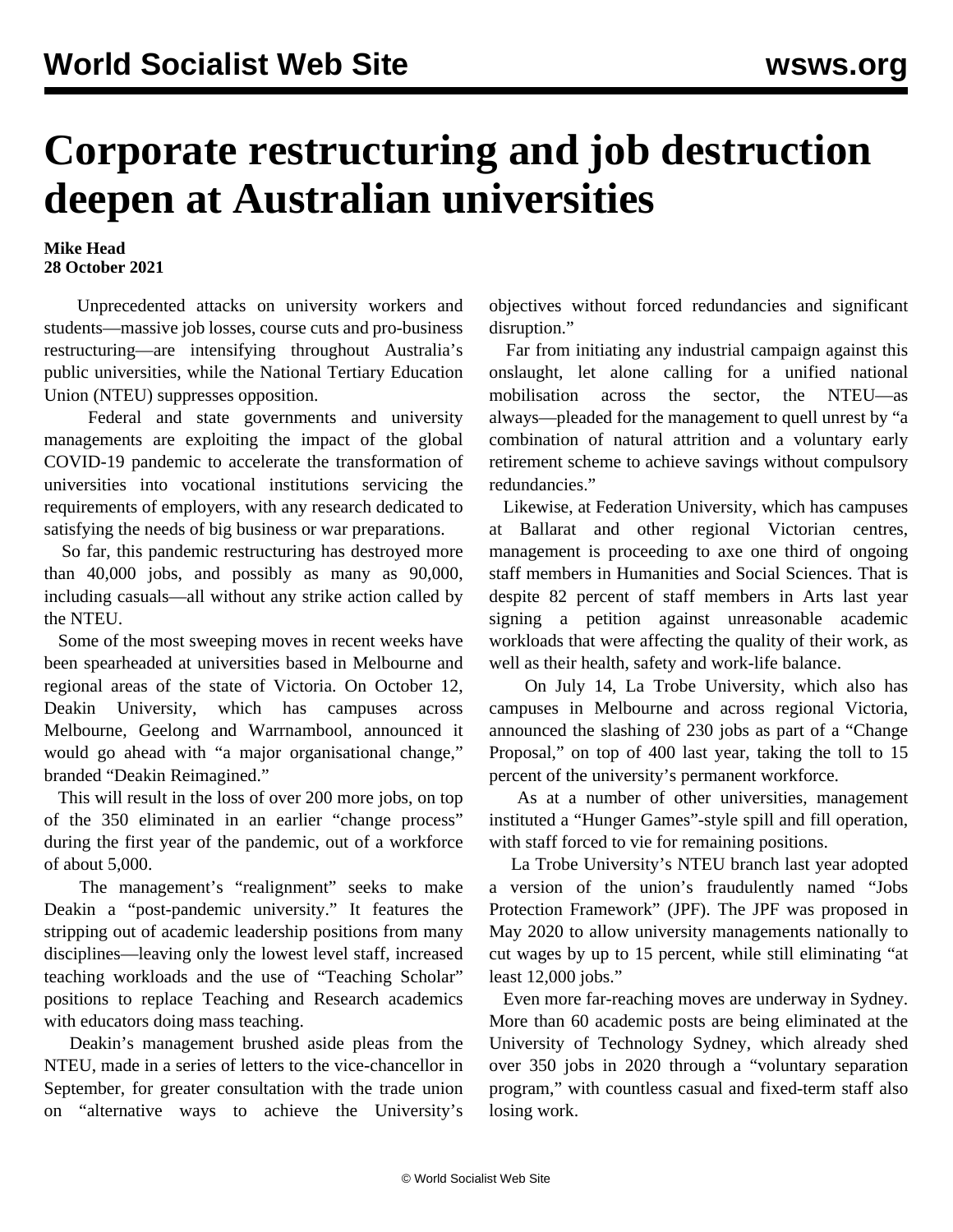# Corporate restructuring and job destruction deepen at Australian universities

**Mike Head**
**28 October 2021**

Unprecedented attacks on university workers and students—massive job losses, course cuts and pro-business restructuring—are intensifying throughout Australia's public universities, while the National Tertiary Education Union (NTEU) suppresses opposition.

Federal and state governments and university managements are exploiting the impact of the global COVID-19 pandemic to accelerate the transformation of universities into vocational institutions servicing the requirements of employers, with any research dedicated to satisfying the needs of big business or war preparations.

So far, this pandemic restructuring has destroyed more than 40,000 jobs, and possibly as many as 90,000, including casuals—all without any strike action called by the NTEU.

Some of the most sweeping moves in recent weeks have been spearheaded at universities based in Melbourne and regional areas of the state of Victoria. On October 12, Deakin University, which has campuses across Melbourne, Geelong and Warrnambool, announced it would go ahead with "a major organisational change," branded "Deakin Reimagined."

This will result in the loss of over 200 more jobs, on top of the 350 eliminated in an earlier "change process" during the first year of the pandemic, out of a workforce of about 5,000.

The management's "realignment" seeks to make Deakin a "post-pandemic university." It features the stripping out of academic leadership positions from many disciplines—leaving only the lowest level staff, increased teaching workloads and the use of "Teaching Scholar" positions to replace Teaching and Research academics with educators doing mass teaching.

Deakin's management brushed aside pleas from the NTEU, made in a series of letters to the vice-chancellor in September, for greater consultation with the trade union on "alternative ways to achieve the University's objectives without forced redundancies and significant disruption."

Far from initiating any industrial campaign against this onslaught, let alone calling for a unified national mobilisation across the sector, the NTEU—as always—pleaded for the management to quell unrest by "a combination of natural attrition and a voluntary early retirement scheme to achieve savings without compulsory redundancies."

Likewise, at Federation University, which has campuses at Ballarat and other regional Victorian centres, management is proceeding to axe one third of ongoing staff members in Humanities and Social Sciences. That is despite 82 percent of staff members in Arts last year signing a petition against unreasonable academic workloads that were affecting the quality of their work, as well as their health, safety and work-life balance.

On July 14, La Trobe University, which also has campuses in Melbourne and across regional Victoria, announced the slashing of 230 jobs as part of a "Change Proposal," on top of 400 last year, taking the toll to 15 percent of the university's permanent workforce.

As at a number of other universities, management instituted a "Hunger Games"-style spill and fill operation, with staff forced to vie for remaining positions.

La Trobe University's NTEU branch last year adopted a version of the union's fraudulently named "Jobs Protection Framework" (JPF). The JPF was proposed in May 2020 to allow university managements nationally to cut wages by up to 15 percent, while still eliminating "at least 12,000 jobs."

Even more far-reaching moves are underway in Sydney. More than 60 academic posts are being eliminated at the University of Technology Sydney, which already shed over 350 jobs in 2020 through a "voluntary separation program," with countless casual and fixed-term staff also losing work.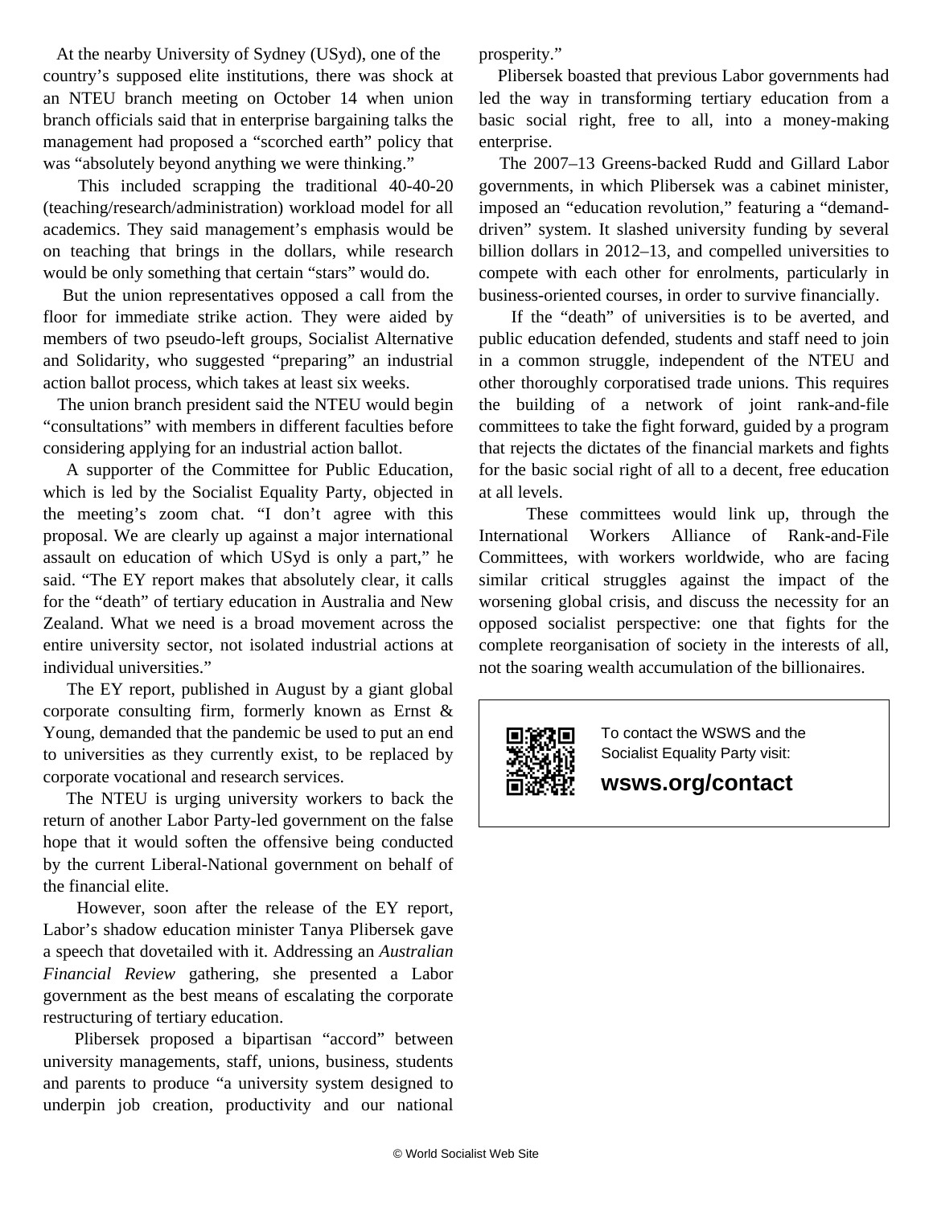At the nearby University of Sydney (USyd), one of the country's supposed elite institutions, there was shock at an NTEU branch meeting on October 14 when union branch officials said that in enterprise bargaining talks the management had proposed a "scorched earth" policy that was "absolutely beyond anything we were thinking."

This included scrapping the traditional 40-40-20 (teaching/research/administration) workload model for all academics. They said management's emphasis would be on teaching that brings in the dollars, while research would be only something that certain "stars" would do.

But the union representatives opposed a call from the floor for immediate strike action. They were aided by members of two pseudo-left groups, Socialist Alternative and Solidarity, who suggested "preparing" an industrial action ballot process, which takes at least six weeks.

The union branch president said the NTEU would begin "consultations" with members in different faculties before considering applying for an industrial action ballot.

A supporter of the Committee for Public Education, which is led by the Socialist Equality Party, objected in the meeting's zoom chat. "I don't agree with this proposal. We are clearly up against a major international assault on education of which USyd is only a part," he said. "The EY report makes that absolutely clear, it calls for the "death" of tertiary education in Australia and New Zealand. What we need is a broad movement across the entire university sector, not isolated industrial actions at individual universities."

The EY report, published in August by a giant global corporate consulting firm, formerly known as Ernst & Young, demanded that the pandemic be used to put an end to universities as they currently exist, to be replaced by corporate vocational and research services.

The NTEU is urging university workers to back the return of another Labor Party-led government on the false hope that it would soften the offensive being conducted by the current Liberal-National government on behalf of the financial elite.

However, soon after the release of the EY report, Labor's shadow education minister Tanya Plibersek gave a speech that dovetailed with it. Addressing an *Australian Financial Review* gathering, she presented a Labor government as the best means of escalating the corporate restructuring of tertiary education.

Plibersek proposed a bipartisan "accord" between university managements, staff, unions, business, students and parents to produce "a university system designed to underpin job creation, productivity and our national prosperity."

Plibersek boasted that previous Labor governments had led the way in transforming tertiary education from a basic social right, free to all, into a money-making enterprise.

The 2007–13 Greens-backed Rudd and Gillard Labor governments, in which Plibersek was a cabinet minister, imposed an "education revolution," featuring a "demand-driven" system. It slashed university funding by several billion dollars in 2012–13, and compelled universities to compete with each other for enrolments, particularly in business-oriented courses, in order to survive financially.

If the "death" of universities is to be averted, and public education defended, students and staff need to join in a common struggle, independent of the NTEU and other thoroughly corporatised trade unions. This requires the building of a network of joint rank-and-file committees to take the fight forward, guided by a program that rejects the dictates of the financial markets and fights for the basic social right of all to a decent, free education at all levels.

These committees would link up, through the International Workers Alliance of Rank-and-File Committees, with workers worldwide, who are facing similar critical struggles against the impact of the worsening global crisis, and discuss the necessity for an opposed socialist perspective: one that fights for the complete reorganisation of society in the interests of all, not the soaring wealth accumulation of the billionaires.

To contact the WSWS and the Socialist Equality Party visit:

**wsws.org/contact**